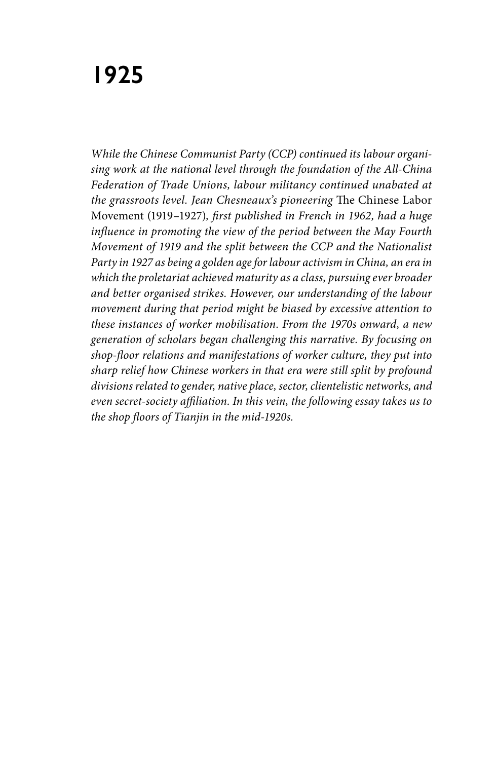# 1925

*While the Chinese Communist Party (CCP) continued its labour organising work at the national level through the foundation of the All-China Federation of Trade Unions, labour militancy continued unabated at the grassroots level. Jean Chesneaux's pioneering* The Chinese Labor Movement (1919–1927)*, first published in French in 1962, had a huge influence in promoting the view of the period between the May Fourth Movement of 1919 and the split between the CCP and the Nationalist Party in 1927 as being a golden age for labour activism in China, an era in which the proletariat achieved maturity as a class, pursuing ever broader and better organised strikes. However, our understanding of the labour movement during that period might be biased by excessive attention to these instances of worker mobilisation. From the 1970s onward, a new generation of scholars began challenging this narrative. By focusing on shop-floor relations and manifestations of worker culture, they put into sharp relief how Chinese workers in that era were still split by profound divisions related to gender, native place, sector, clientelistic networks, and even secret-society affiliation. In this vein, the following essay takes us to the shop floors of Tianjin in the mid-1920s.*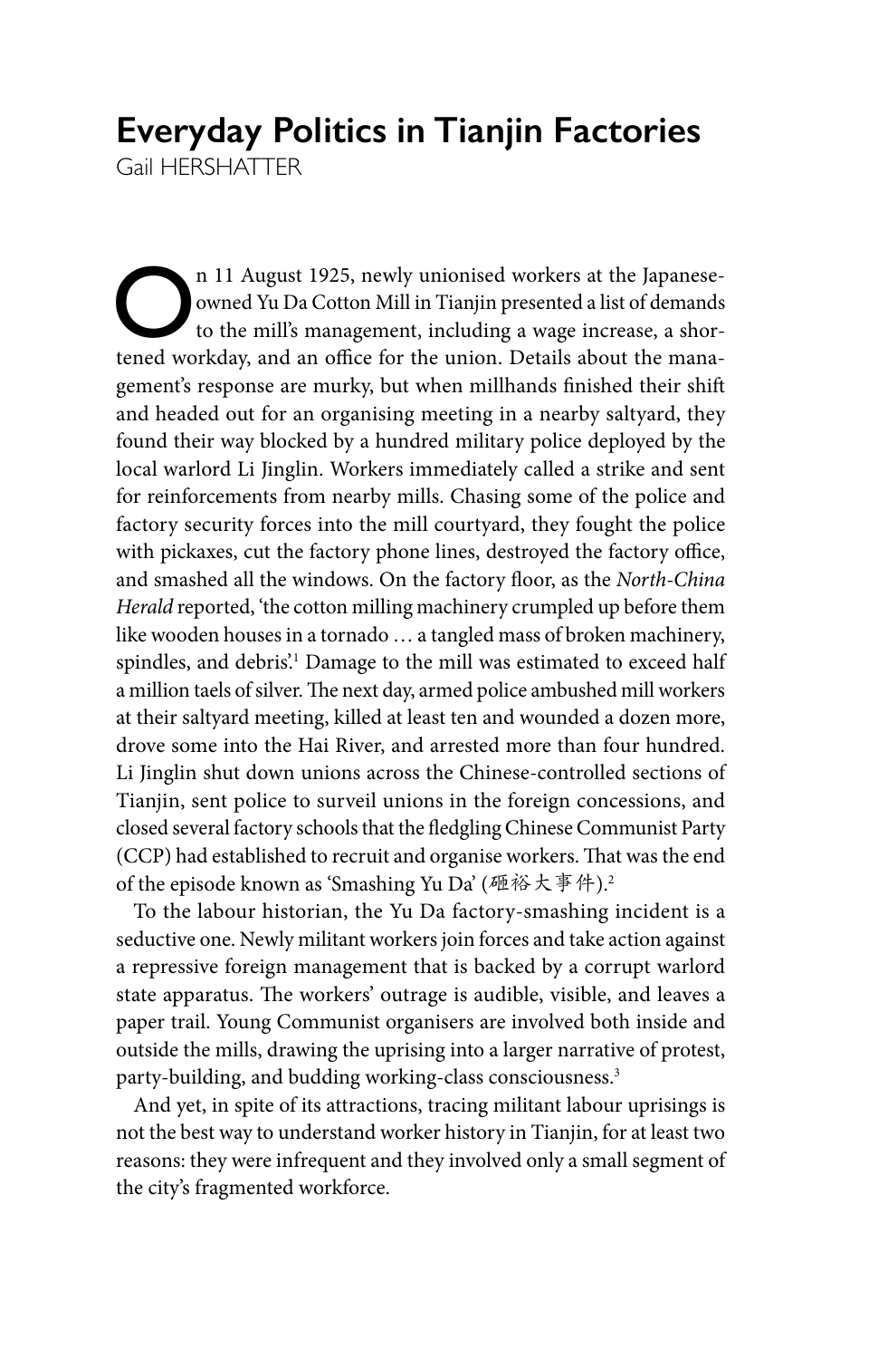# Everyday Politics in Tianjin Factories

Gail HERSHATTER

On 11 August 1925, newly unionised workers at the Japanese-owned Yu Da Cotton Mill in Tianjin presented a list of demands to the mill's management, including a wage increase, a shortened workday, and an office for the union. Details about the management's response are murky, but when millhands finished their shift and headed out for an organising meeting in a nearby saltyard, they found their way blocked by a hundred military police deployed by the local warlord Li Jinglin. Workers immediately called a strike and sent for reinforcements from nearby mills. Chasing some of the police and factory security forces into the mill courtyard, they fought the police with pickaxes, cut the factory phone lines, destroyed the factory office, and smashed all the windows. On the factory floor, as the *North-China Herald* reported, 'the cotton milling machinery crumpled up before them like wooden houses in a tornado … a tangled mass of broken machinery, spindles, and debris'.[1] Damage to the mill was estimated to exceed half a million taels of silver. The next day, armed police ambushed mill workers at their saltyard meeting, killed at least ten and wounded a dozen more, drove some into the Hai River, and arrested more than four hundred. Li Jinglin shut down unions across the Chinese-controlled sections of Tianjin, sent police to surveil unions in the foreign concessions, and closed several factory schools that the fledgling Chinese Communist Party (CCP) had established to recruit and organise workers. That was the end of the episode known as 'Smashing Yu Da' (砸裕大事件).[2]

To the labour historian, the Yu Da factory-smashing incident is a seductive one. Newly militant workers join forces and take action against a repressive foreign management that is backed by a corrupt warlord state apparatus. The workers' outrage is audible, visible, and leaves a paper trail. Young Communist organisers are involved both inside and outside the mills, drawing the uprising into a larger narrative of protest, party-building, and budding working-class consciousness.[3]

And yet, in spite of its attractions, tracing militant labour uprisings is not the best way to understand worker history in Tianjin, for at least two reasons: they were infrequent and they involved only a small segment of the city's fragmented workforce.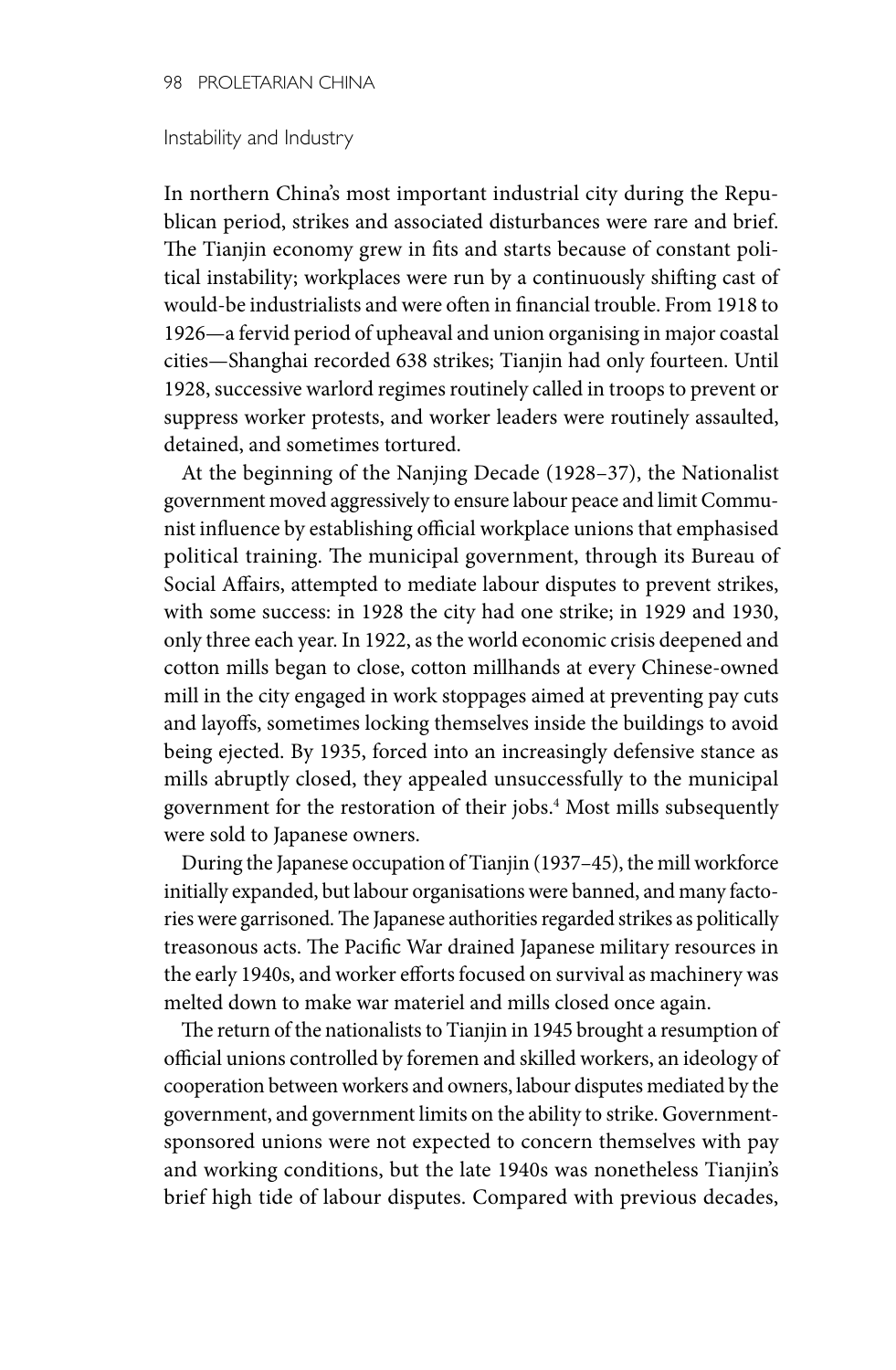## Instability and Industry

In northern China's most important industrial city during the Republican period, strikes and associated disturbances were rare and brief. The Tianjin economy grew in fits and starts because of constant political instability; workplaces were run by a continuously shifting cast of would-be industrialists and were often in financial trouble. From 1918 to 1926—a fervid period of upheaval and union organising in major coastal cities—Shanghai recorded 638 strikes; Tianjin had only fourteen. Until 1928, successive warlord regimes routinely called in troops to prevent or suppress worker protests, and worker leaders were routinely assaulted, detained, and sometimes tortured.

At the beginning of the Nanjing Decade (1928–37), the Nationalist government moved aggressively to ensure labour peace and limit Communist influence by establishing official workplace unions that emphasised political training. The municipal government, through its Bureau of Social Affairs, attempted to mediate labour disputes to prevent strikes, with some success: in 1928 the city had one strike; in 1929 and 1930, only three each year. In 1922, as the world economic crisis deepened and cotton mills began to close, cotton millhands at every Chinese-owned mill in the city engaged in work stoppages aimed at preventing pay cuts and layoffs, sometimes locking themselves inside the buildings to avoid being ejected. By 1935, forced into an increasingly defensive stance as mills abruptly closed, they appealed unsuccessfully to the municipal government for the restoration of their jobs.[4] Most mills subsequently were sold to Japanese owners.

During the Japanese occupation of Tianjin (1937–45), the mill workforce initially expanded, but labour organisations were banned, and many factories were garrisoned. The Japanese authorities regarded strikes as politically treasonous acts. The Pacific War drained Japanese military resources in the early 1940s, and worker efforts focused on survival as machinery was melted down to make war materiel and mills closed once again.

The return of the nationalists to Tianjin in 1945 brought a resumption of official unions controlled by foremen and skilled workers, an ideology of cooperation between workers and owners, labour disputes mediated by the government, and government limits on the ability to strike. Government-sponsored unions were not expected to concern themselves with pay and working conditions, but the late 1940s was nonetheless Tianjin's brief high tide of labour disputes. Compared with previous decades,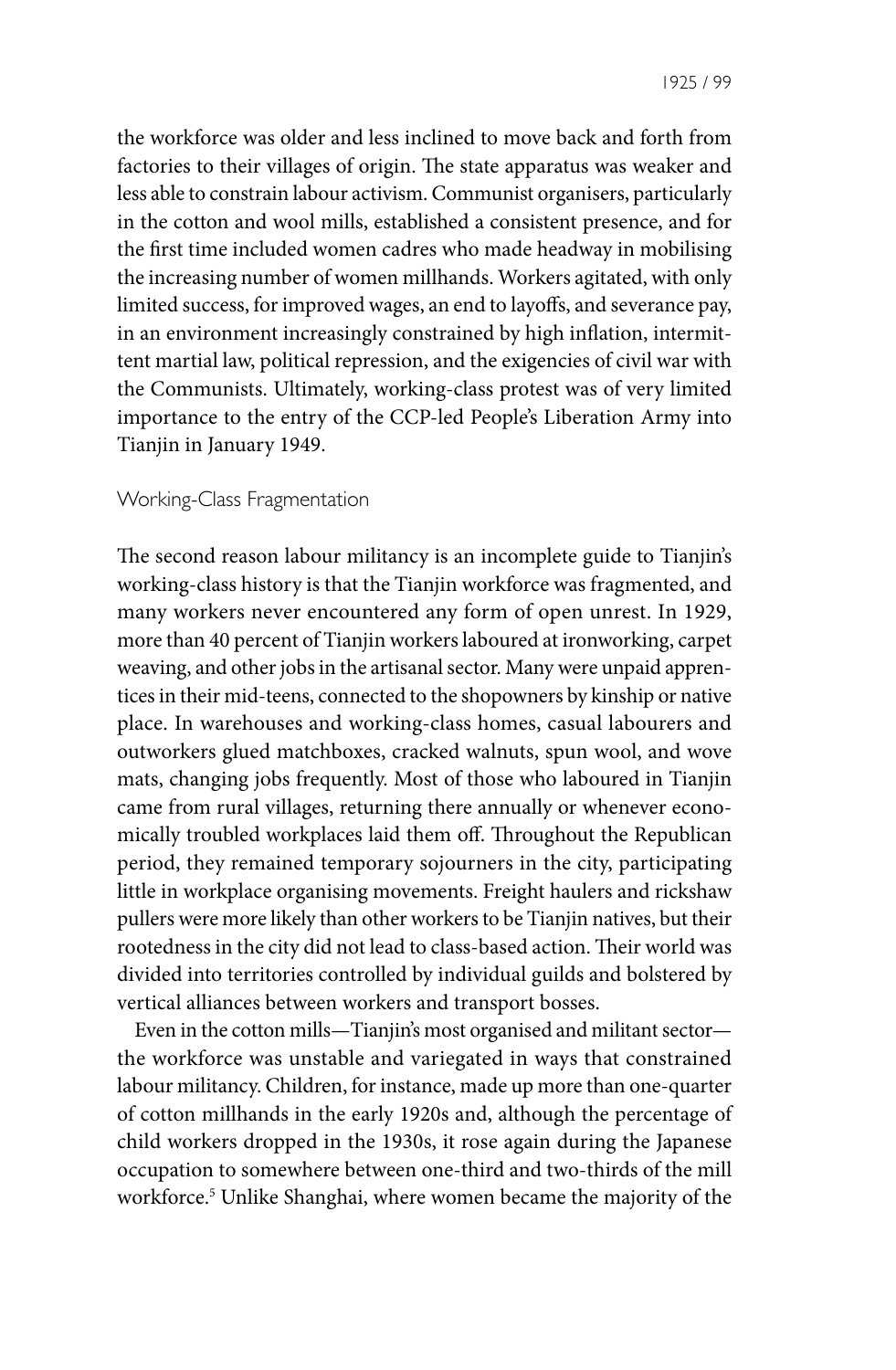the workforce was older and less inclined to move back and forth from factories to their villages of origin. The state apparatus was weaker and less able to constrain labour activism. Communist organisers, particularly in the cotton and wool mills, established a consistent presence, and for the first time included women cadres who made headway in mobilising the increasing number of women millhands. Workers agitated, with only limited success, for improved wages, an end to layoffs, and severance pay, in an environment increasingly constrained by high inflation, intermittent martial law, political repression, and the exigencies of civil war with the Communists. Ultimately, working-class protest was of very limited importance to the entry of the CCP-led People's Liberation Army into Tianjin in January 1949.

## Working-Class Fragmentation

The second reason labour militancy is an incomplete guide to Tianjin's working-class history is that the Tianjin workforce was fragmented, and many workers never encountered any form of open unrest. In 1929, more than 40 percent of Tianjin workers laboured at ironworking, carpet weaving, and other jobs in the artisanal sector. Many were unpaid apprentices in their mid-teens, connected to the shopowners by kinship or native place. In warehouses and working-class homes, casual labourers and outworkers glued matchboxes, cracked walnuts, spun wool, and wove mats, changing jobs frequently. Most of those who laboured in Tianjin came from rural villages, returning there annually or whenever economically troubled workplaces laid them off. Throughout the Republican period, they remained temporary sojourners in the city, participating little in workplace organising movements. Freight haulers and rickshaw pullers were more likely than other workers to be Tianjin natives, but their rootedness in the city did not lead to class-based action. Their world was divided into territories controlled by individual guilds and bolstered by vertical alliances between workers and transport bosses.

Even in the cotton mills—Tianjin's most organised and militant sector—the workforce was unstable and variegated in ways that constrained labour militancy. Children, for instance, made up more than one-quarter of cotton millhands in the early 1920s and, although the percentage of child workers dropped in the 1930s, it rose again during the Japanese occupation to somewhere between one-third and two-thirds of the mill workforce.[5] Unlike Shanghai, where women became the majority of the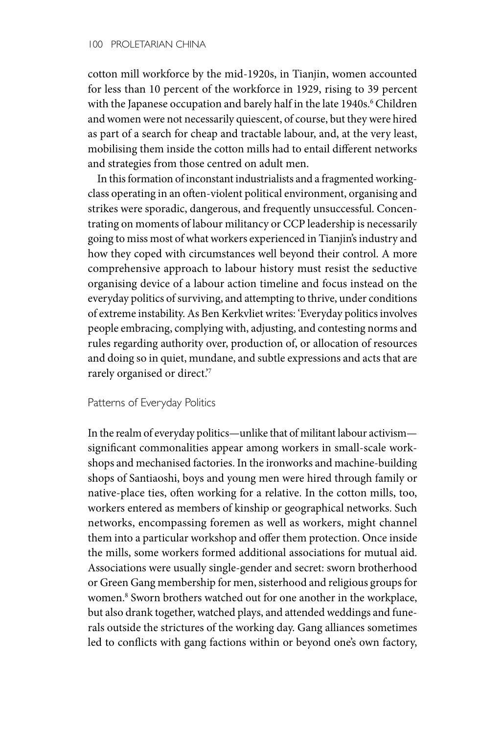cotton mill workforce by the mid-1920s, in Tianjin, women accounted for less than 10 percent of the workforce in 1929, rising to 39 percent with the Japanese occupation and barely half in the late 1940s.[6] Children and women were not necessarily quiescent, of course, but they were hired as part of a search for cheap and tractable labour, and, at the very least, mobilising them inside the cotton mills had to entail different networks and strategies from those centred on adult men.

In this formation of inconstant industrialists and a fragmented working-class operating in an often-violent political environment, organising and strikes were sporadic, dangerous, and frequently unsuccessful. Concentrating on moments of labour militancy or CCP leadership is necessarily going to miss most of what workers experienced in Tianjin's industry and how they coped with circumstances well beyond their control. A more comprehensive approach to labour history must resist the seductive organising device of a labour action timeline and focus instead on the everyday politics of surviving, and attempting to thrive, under conditions of extreme instability. As Ben Kerkvliet writes: 'Everyday politics involves people embracing, complying with, adjusting, and contesting norms and rules regarding authority over, production of, or allocation of resources and doing so in quiet, mundane, and subtle expressions and acts that are rarely organised or direct.'[7]

## Patterns of Everyday Politics

In the realm of everyday politics—unlike that of militant labour activism—significant commonalities appear among workers in small-scale workshops and mechanised factories. In the ironworks and machine-building shops of Santiaoshi, boys and young men were hired through family or native-place ties, often working for a relative. In the cotton mills, too, workers entered as members of kinship or geographical networks. Such networks, encompassing foremen as well as workers, might channel them into a particular workshop and offer them protection. Once inside the mills, some workers formed additional associations for mutual aid. Associations were usually single-gender and secret: sworn brotherhood or Green Gang membership for men, sisterhood and religious groups for women.[8] Sworn brothers watched out for one another in the workplace, but also drank together, watched plays, and attended weddings and funerals outside the strictures of the working day. Gang alliances sometimes led to conflicts with gang factions within or beyond one's own factory,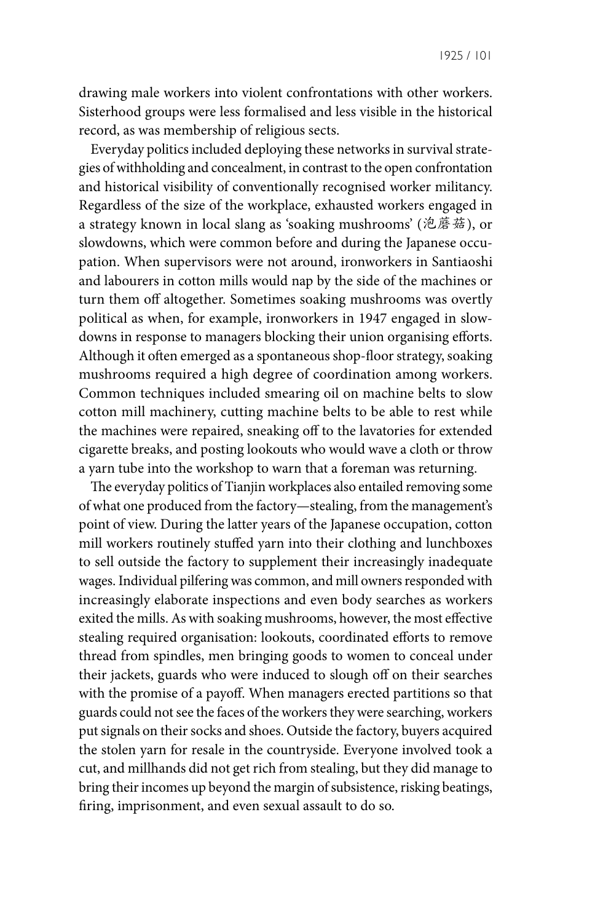drawing male workers into violent confrontations with other workers. Sisterhood groups were less formalised and less visible in the historical record, as was membership of religious sects.

Everyday politics included deploying these networks in survival strategies of withholding and concealment, in contrast to the open confrontation and historical visibility of conventionally recognised worker militancy. Regardless of the size of the workplace, exhausted workers engaged in a strategy known in local slang as 'soaking mushrooms' (泡蘑菇), or slowdowns, which were common before and during the Japanese occupation. When supervisors were not around, ironworkers in Santiaoshi and labourers in cotton mills would nap by the side of the machines or turn them off altogether. Sometimes soaking mushrooms was overtly political as when, for example, ironworkers in 1947 engaged in slowdowns in response to managers blocking their union organising efforts. Although it often emerged as a spontaneous shop-floor strategy, soaking mushrooms required a high degree of coordination among workers. Common techniques included smearing oil on machine belts to slow cotton mill machinery, cutting machine belts to be able to rest while the machines were repaired, sneaking off to the lavatories for extended cigarette breaks, and posting lookouts who would wave a cloth or throw a yarn tube into the workshop to warn that a foreman was returning.

The everyday politics of Tianjin workplaces also entailed removing some of what one produced from the factory—stealing, from the management's point of view. During the latter years of the Japanese occupation, cotton mill workers routinely stuffed yarn into their clothing and lunchboxes to sell outside the factory to supplement their increasingly inadequate wages. Individual pilfering was common, and mill owners responded with increasingly elaborate inspections and even body searches as workers exited the mills. As with soaking mushrooms, however, the most effective stealing required organisation: lookouts, coordinated efforts to remove thread from spindles, men bringing goods to women to conceal under their jackets, guards who were induced to slough off on their searches with the promise of a payoff. When managers erected partitions so that guards could not see the faces of the workers they were searching, workers put signals on their socks and shoes. Outside the factory, buyers acquired the stolen yarn for resale in the countryside. Everyone involved took a cut, and millhands did not get rich from stealing, but they did manage to bring their incomes up beyond the margin of subsistence, risking beatings, firing, imprisonment, and even sexual assault to do so.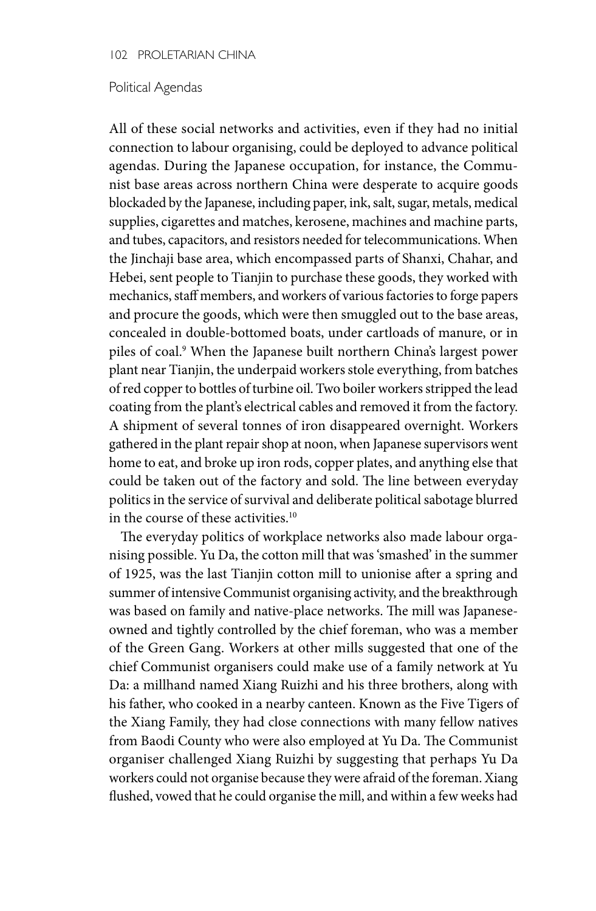## Political Agendas

All of these social networks and activities, even if they had no initial connection to labour organising, could be deployed to advance political agendas. During the Japanese occupation, for instance, the Communist base areas across northern China were desperate to acquire goods blockaded by the Japanese, including paper, ink, salt, sugar, metals, medical supplies, cigarettes and matches, kerosene, machines and machine parts, and tubes, capacitors, and resistors needed for telecommunications. When the Jinchaji base area, which encompassed parts of Shanxi, Chahar, and Hebei, sent people to Tianjin to purchase these goods, they worked with mechanics, staff members, and workers of various factories to forge papers and procure the goods, which were then smuggled out to the base areas, concealed in double-bottomed boats, under cartloads of manure, or in piles of coal.[9] When the Japanese built northern China's largest power plant near Tianjin, the underpaid workers stole everything, from batches of red copper to bottles of turbine oil. Two boiler workers stripped the lead coating from the plant's electrical cables and removed it from the factory. A shipment of several tonnes of iron disappeared overnight. Workers gathered in the plant repair shop at noon, when Japanese supervisors went home to eat, and broke up iron rods, copper plates, and anything else that could be taken out of the factory and sold. The line between everyday politics in the service of survival and deliberate political sabotage blurred in the course of these activities.[10]

The everyday politics of workplace networks also made labour organising possible. Yu Da, the cotton mill that was 'smashed' in the summer of 1925, was the last Tianjin cotton mill to unionise after a spring and summer of intensive Communist organising activity, and the breakthrough was based on family and native-place networks. The mill was Japanese-owned and tightly controlled by the chief foreman, who was a member of the Green Gang. Workers at other mills suggested that one of the chief Communist organisers could make use of a family network at Yu Da: a millhand named Xiang Ruizhi and his three brothers, along with his father, who cooked in a nearby canteen. Known as the Five Tigers of the Xiang Family, they had close connections with many fellow natives from Baodi County who were also employed at Yu Da. The Communist organiser challenged Xiang Ruizhi by suggesting that perhaps Yu Da workers could not organise because they were afraid of the foreman. Xiang flushed, vowed that he could organise the mill, and within a few weeks had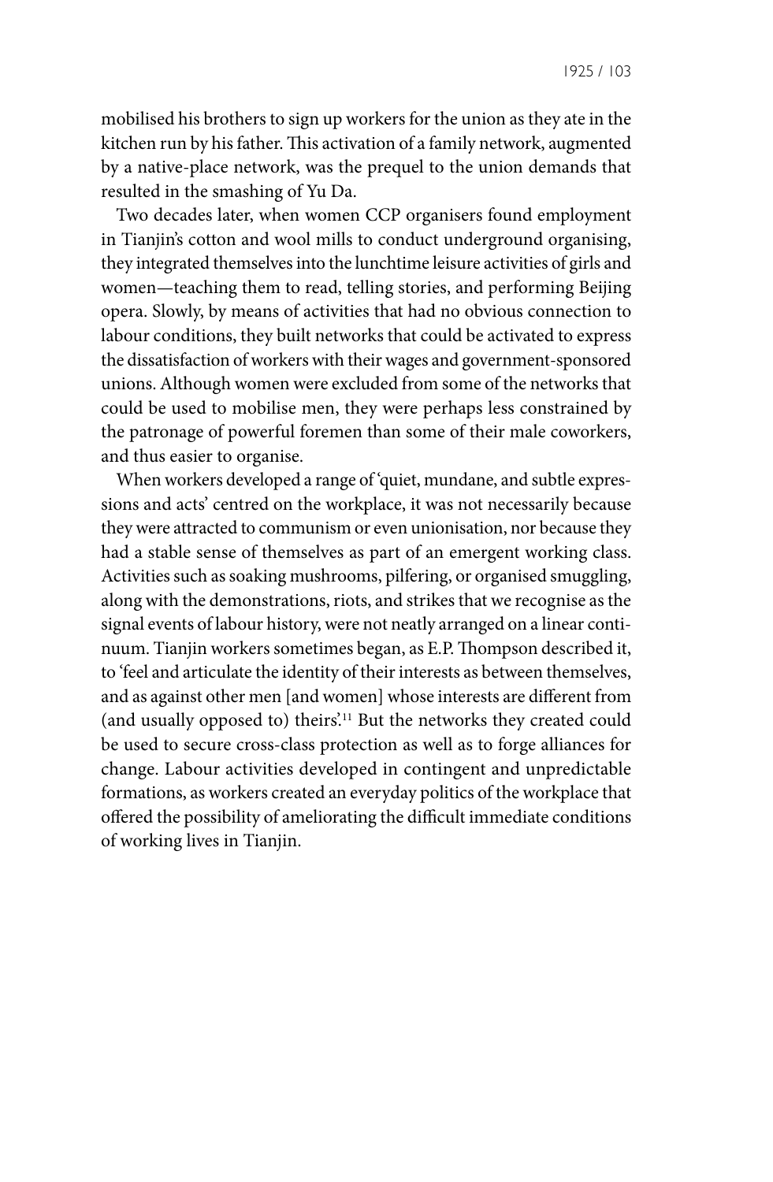mobilised his brothers to sign up workers for the union as they ate in the kitchen run by his father. This activation of a family network, augmented by a native-place network, was the prequel to the union demands that resulted in the smashing of Yu Da.

Two decades later, when women CCP organisers found employment in Tianjin's cotton and wool mills to conduct underground organising, they integrated themselves into the lunchtime leisure activities of girls and women—teaching them to read, telling stories, and performing Beijing opera. Slowly, by means of activities that had no obvious connection to labour conditions, they built networks that could be activated to express the dissatisfaction of workers with their wages and government-sponsored unions. Although women were excluded from some of the networks that could be used to mobilise men, they were perhaps less constrained by the patronage of powerful foremen than some of their male coworkers, and thus easier to organise.

When workers developed a range of 'quiet, mundane, and subtle expressions and acts' centred on the workplace, it was not necessarily because they were attracted to communism or even unionisation, nor because they had a stable sense of themselves as part of an emergent working class. Activities such as soaking mushrooms, pilfering, or organised smuggling, along with the demonstrations, riots, and strikes that we recognise as the signal events of labour history, were not neatly arranged on a linear continuum. Tianjin workers sometimes began, as E.P. Thompson described it, to 'feel and articulate the identity of their interests as between themselves, and as against other men [and women] whose interests are different from (and usually opposed to) theirs'.[11] But the networks they created could be used to secure cross-class protection as well as to forge alliances for change. Labour activities developed in contingent and unpredictable formations, as workers created an everyday politics of the workplace that offered the possibility of ameliorating the difficult immediate conditions of working lives in Tianjin.